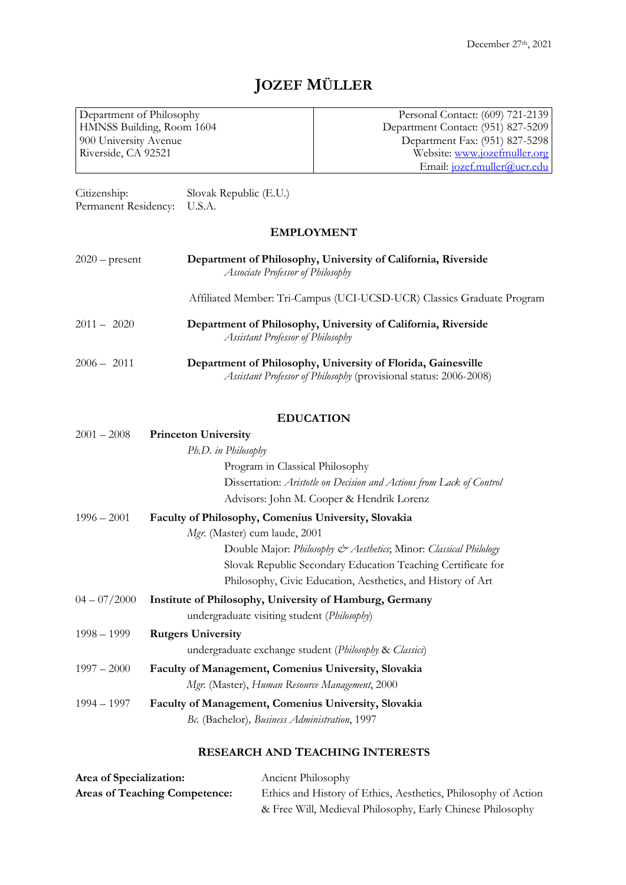December 27th, 2021

# JOZEF MÜLLER

| Department of Philosophy | Personal Contact: (609) 721-2139 |
|---|---|
| HMNSS Building, Room 1604 | Department Contact: (951) 827-5209 |
| 900 University Avenue | Department Fax: (951) 827-5298 |
| Riverside, CA 92521 | Website: www.jozefmuller.org |
| | Email: jozef.muller@ucr.edu |

Citizenship: Slovak Republic (E.U.)
Permanent Residency: U.S.A.

## EMPLOYMENT

2020 – present **Department of Philosophy, University of California, Riverside**
*Associate Professor of Philosophy*

Affiliated Member: Tri-Campus (UCI-UCSD-UCR) Classics Graduate Program

2011 – 2020 **Department of Philosophy, University of California, Riverside**
*Assistant Professor of Philosophy*

2006 – 2011 **Department of Philosophy, University of Florida, Gainesville**
*Assistant Professor of Philosophy* (provisional status: 2006-2008)

## EDUCATION

2001 – 2008 **Princeton University**
*Ph.D. in Philosophy*
Program in Classical Philosophy
Dissertation: *Aristotle on Decision and Actions from Lack of Control*
Advisors: John M. Cooper & Hendrik Lorenz

1996 – 2001 **Faculty of Philosophy, Comenius University, Slovakia**
*Mgr.* (Master) cum laude, 2001
Double Major: *Philosophy & Aesthetics*; Minor: *Classical Philology*
Slovak Republic Secondary Education Teaching Certificate for Philosophy, Civic Education, Aesthetics, and History of Art

04 – 07/2000 **Institute of Philosophy, University of Hamburg, Germany**
undergraduate visiting student (*Philosophy*)

1998 – 1999 **Rutgers University**
undergraduate exchange student (*Philosophy* & *Classics*)

1997 – 2000 **Faculty of Management, Comenius University, Slovakia**
*Mgr.* (Master), *Human Resource Management*, 2000

1994 – 1997 **Faculty of Management, Comenius University, Slovakia**
*Bc.* (Bachelor), *Business Administration*, 1997

## RESEARCH AND TEACHING INTERESTS

**Area of Specialization:** Ancient Philosophy
**Areas of Teaching Competence:** Ethics and History of Ethics, Aesthetics, Philosophy of Action & Free Will, Medieval Philosophy, Early Chinese Philosophy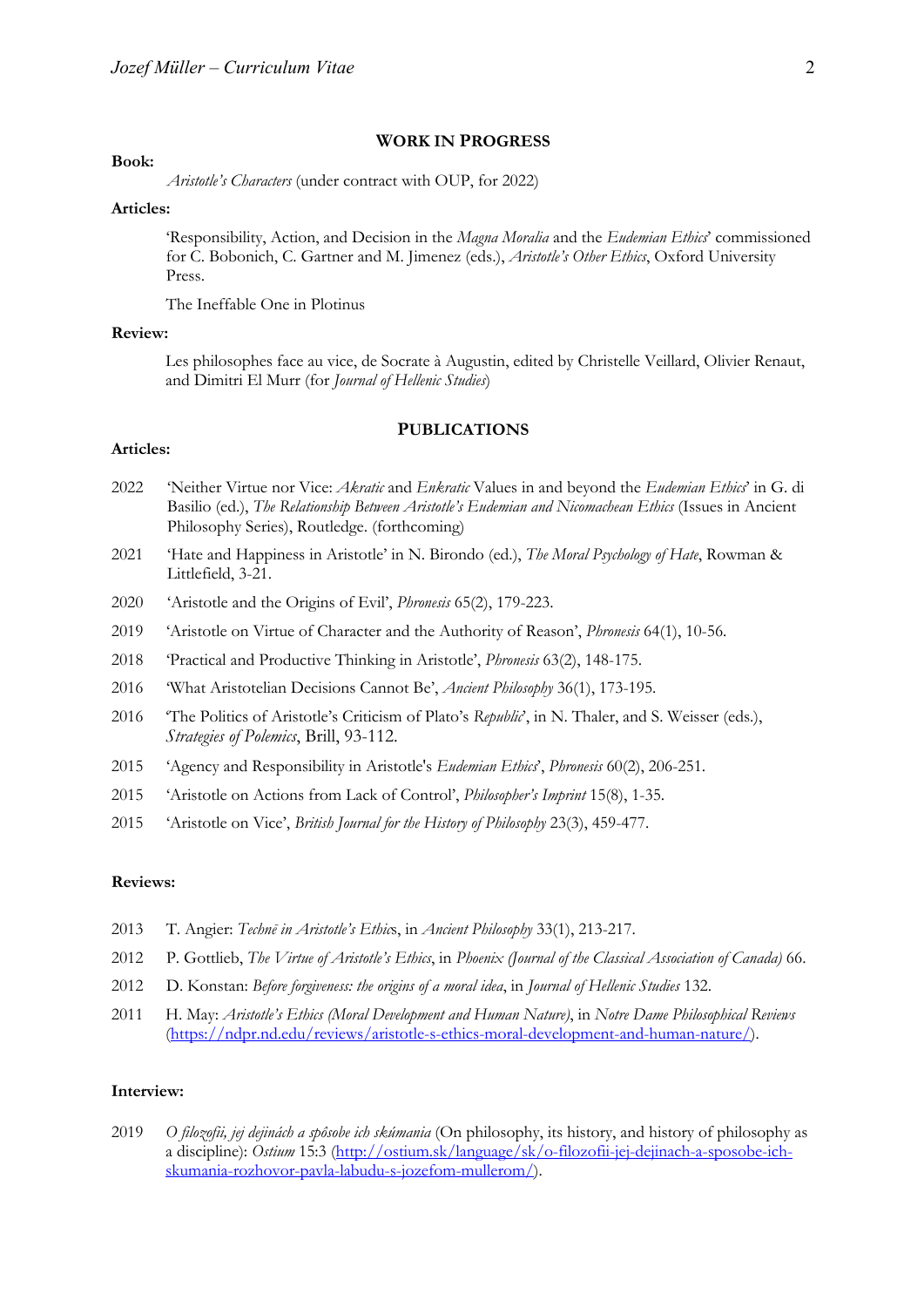## WORK IN PROGRESS

**Book:**

*Aristotle's Characters* (under contract with OUP, for 2022)

**Articles:**

'Responsibility, Action, and Decision in the *Magna Moralia* and the *Eudemian Ethics*' commissioned for C. Bobonich, C. Gartner and M. Jimenez (eds.), *Aristotle's Other Ethics*, Oxford University Press.

The Ineffable One in Plotinus

**Review:**

Les philosophes face au vice, de Socrate à Augustin, edited by Christelle Veillard, Olivier Renaut, and Dimitri El Murr (for *Journal of Hellenic Studies*)

## PUBLICATIONS

**Articles:**

2022 'Neither Virtue nor Vice: *Akratic* and *Enkratic* Values in and beyond the *Eudemian Ethics*' in G. di Basilio (ed.), *The Relationship Between Aristotle's Eudemian and Nicomachean Ethics* (Issues in Ancient Philosophy Series), Routledge. (forthcoming)

2021 'Hate and Happiness in Aristotle' in N. Birondo (ed.), *The Moral Psychology of Hate*, Rowman & Littlefield, 3-21.

2020 'Aristotle and the Origins of Evil', *Phronesis* 65(2), 179-223.

2019 'Aristotle on Virtue of Character and the Authority of Reason', *Phronesis* 64(1), 10-56.

2018 'Practical and Productive Thinking in Aristotle', *Phronesis* 63(2), 148-175.

2016 'What Aristotelian Decisions Cannot Be', *Ancient Philosophy* 36(1), 173-195.

2016 'The Politics of Aristotle's Criticism of Plato's *Republic*', in N. Thaler, and S. Weisser (eds.), *Strategies of Polemics*, Brill, 93-112.

2015 'Agency and Responsibility in Aristotle's *Eudemian Ethics*', *Phronesis* 60(2), 206-251.

2015 'Aristotle on Actions from Lack of Control', *Philosopher's Imprint* 15(8), 1-35.

2015 'Aristotle on Vice', *British Journal for the History of Philosophy* 23(3), 459-477.

**Reviews:**

2013 T. Angier: *Technē in Aristotle's Ethics*, in *Ancient Philosophy* 33(1), 213-217.

2012 P. Gottlieb, *The Virtue of Aristotle's Ethics*, in *Phoenix (Journal of the Classical Association of Canada)* 66.

2012 D. Konstan: *Before forgiveness: the origins of a moral idea*, in *Journal of Hellenic Studies* 132.

2011 H. May: *Aristotle's Ethics (Moral Development and Human Nature)*, in *Notre Dame Philosophical Reviews* (https://ndpr.nd.edu/reviews/aristotle-s-ethics-moral-development-and-human-nature/).

**Interview:**

2019 *O filozofii, jej dejinách a spôsobe ich skúmania* (On philosophy, its history, and history of philosophy as a discipline): *Ostium* 15:3 (http://ostium.sk/language/sk/o-filozofii-jej-dejinach-a-sposobe-ich-skumania-rozhovor-pavla-labudu-s-jozefom-mullerom/).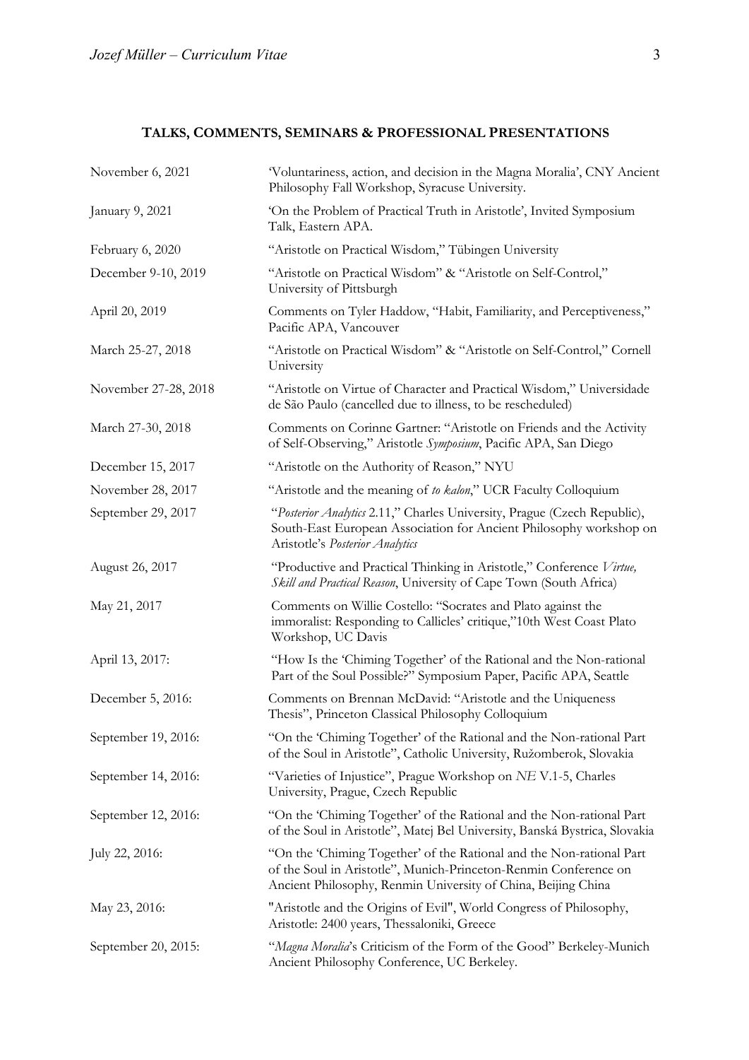## TALKS, COMMENTS, SEMINARS & PROFESSIONAL PRESENTATIONS

| | |
|---|---|
| November 6, 2021 | 'Voluntariness, action, and decision in the Magna Moralia', CNY Ancient Philosophy Fall Workshop, Syracuse University. |
| January 9, 2021 | 'On the Problem of Practical Truth in Aristotle', Invited Symposium Talk, Eastern APA. |
| February 6, 2020 | "Aristotle on Practical Wisdom," Tübingen University |
| December 9-10, 2019 | "Aristotle on Practical Wisdom" & "Aristotle on Self-Control," University of Pittsburgh |
| April 20, 2019 | Comments on Tyler Haddow, "Habit, Familiarity, and Perceptiveness," Pacific APA, Vancouver |
| March 25-27, 2018 | "Aristotle on Practical Wisdom" & "Aristotle on Self-Control," Cornell University |
| November 27-28, 2018 | "Aristotle on Virtue of Character and Practical Wisdom," Universidade de São Paulo (cancelled due to illness, to be rescheduled) |
| March 27-30, 2018 | Comments on Corinne Gartner: "Aristotle on Friends and the Activity of Self-Observing," Aristotle *Symposium*, Pacific APA, San Diego |
| December 15, 2017 | "Aristotle on the Authority of Reason," NYU |
| November 28, 2017 | "Aristotle and the meaning of *to kalon*," UCR Faculty Colloquium |
| September 29, 2017 | "*Posterior Analytics* 2.11," Charles University, Prague (Czech Republic), South-East European Association for Ancient Philosophy workshop on Aristotle's *Posterior Analytics* |
| August 26, 2017 | "Productive and Practical Thinking in Aristotle," Conference *Virtue, Skill and Practical Reason*, University of Cape Town (South Africa) |
| May 21, 2017 | Comments on Willie Costello: "Socrates and Plato against the immoralist: Responding to Callicles' critique,"10th West Coast Plato Workshop, UC Davis |
| April 13, 2017: | "How Is the 'Chiming Together' of the Rational and the Non-rational Part of the Soul Possible?" Symposium Paper, Pacific APA, Seattle |
| December 5, 2016: | Comments on Brennan McDavid: "Aristotle and the Uniqueness Thesis", Princeton Classical Philosophy Colloquium |
| September 19, 2016: | "On the 'Chiming Together' of the Rational and the Non-rational Part of the Soul in Aristotle", Catholic University, Ružomberok, Slovakia |
| September 14, 2016: | "Varieties of Injustice", Prague Workshop on *NE* V.1-5, Charles University, Prague, Czech Republic |
| September 12, 2016: | "On the 'Chiming Together' of the Rational and the Non-rational Part of the Soul in Aristotle", Matej Bel University, Banská Bystrica, Slovakia |
| July 22, 2016: | "On the 'Chiming Together' of the Rational and the Non-rational Part of the Soul in Aristotle", Munich-Princeton-Renmin Conference on Ancient Philosophy, Renmin University of China, Beijing China |
| May 23, 2016: | "Aristotle and the Origins of Evil", World Congress of Philosophy, Aristotle: 2400 years, Thessaloniki, Greece |
| September 20, 2015: | "*Magna Moralia*'s Criticism of the Form of the Good" Berkeley-Munich Ancient Philosophy Conference, UC Berkeley. |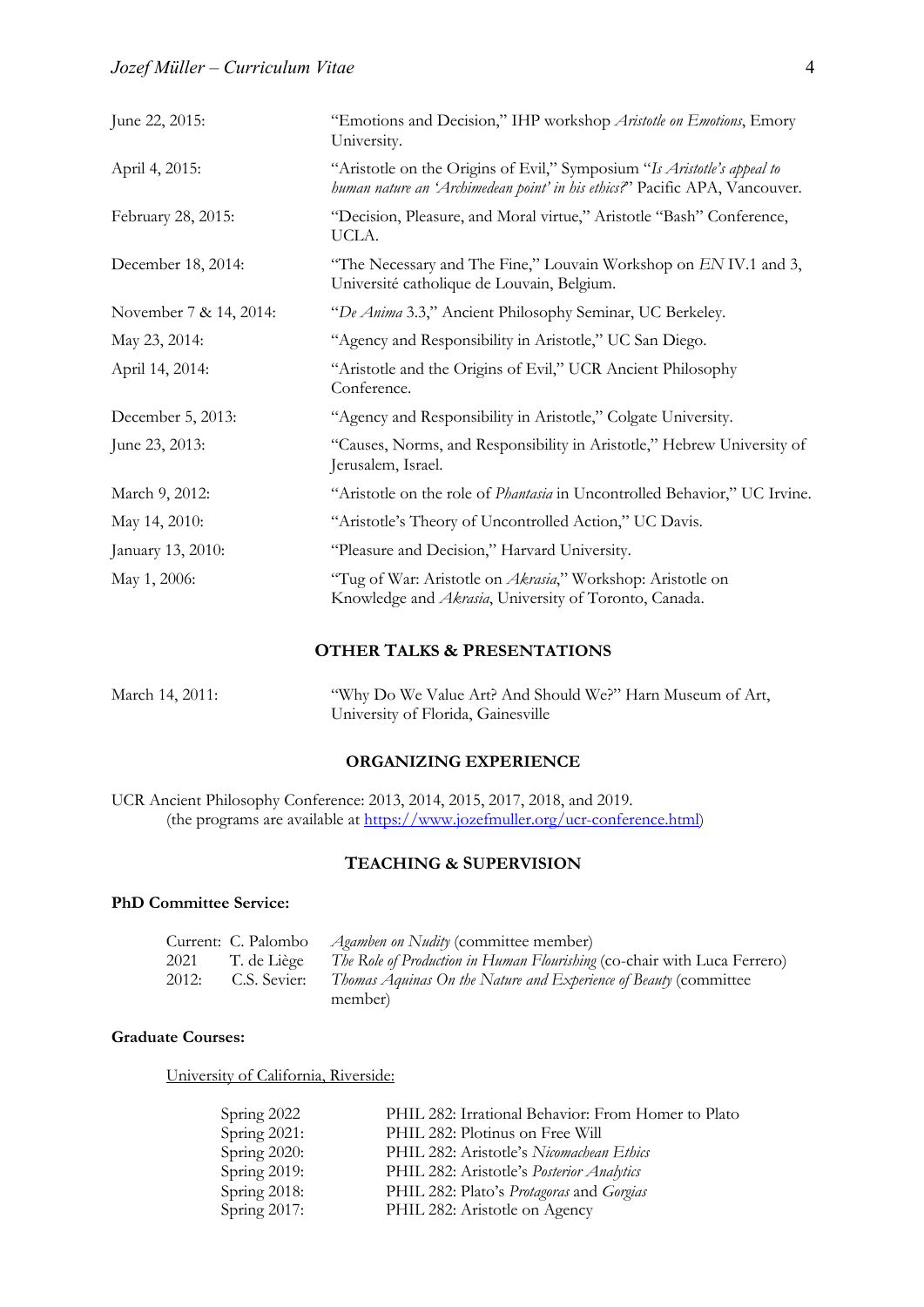| | |
|---|---|
| June 22, 2015: | "Emotions and Decision," IHP workshop *Aristotle on Emotions*, Emory University. |
| April 4, 2015: | "Aristotle on the Origins of Evil," Symposium "*Is Aristotle's appeal to human nature an 'Archimedean point' in his ethics?*" Pacific APA, Vancouver. |
| February 28, 2015: | "Decision, Pleasure, and Moral virtue," Aristotle "Bash" Conference, UCLA. |
| December 18, 2014: | "The Necessary and The Fine," Louvain Workshop on *EN* IV.1 and 3, Université catholique de Louvain, Belgium. |
| November 7 & 14, 2014: | "*De Anima* 3.3," Ancient Philosophy Seminar, UC Berkeley. |
| May 23, 2014: | "Agency and Responsibility in Aristotle," UC San Diego. |
| April 14, 2014: | "Aristotle and the Origins of Evil," UCR Ancient Philosophy Conference. |
| December 5, 2013: | "Agency and Responsibility in Aristotle," Colgate University. |
| June 23, 2013: | "Causes, Norms, and Responsibility in Aristotle," Hebrew University of Jerusalem, Israel. |
| March 9, 2012: | "Aristotle on the role of *Phantasia* in Uncontrolled Behavior," UC Irvine. |
| May 14, 2010: | "Aristotle's Theory of Uncontrolled Action," UC Davis. |
| January 13, 2010: | "Pleasure and Decision," Harvard University. |
| May 1, 2006: | "Tug of War: Aristotle on *Akrasia*," Workshop: Aristotle on Knowledge and *Akrasia*, University of Toronto, Canada. |

## OTHER TALKS & PRESENTATIONS

| | |
|---|---|
| March 14, 2011: | "Why Do We Value Art? And Should We?" Harn Museum of Art, University of Florida, Gainesville |

## ORGANIZING EXPERIENCE

UCR Ancient Philosophy Conference: 2013, 2014, 2015, 2017, 2018, and 2019.
(the programs are available at https://www.jozefmuller.org/ucr-conference.html)

## TEACHING & SUPERVISION

**PhD Committee Service:**

| | | |
|---|---|---|
| Current: | C. Palombo | *Agamben on Nudity* (committee member) |
| 2021 | T. de Liège | *The Role of Production in Human Flourishing* (co-chair with Luca Ferrero) |
| 2012: | C.S. Sevier: | *Thomas Aquinas On the Nature and Experience of Beauty* (committee member) |

**Graduate Courses:**

University of California, Riverside:

| | |
|---|---|
| Spring 2022 | PHIL 282: Irrational Behavior: From Homer to Plato |
| Spring 2021: | PHIL 282: Plotinus on Free Will |
| Spring 2020: | PHIL 282: Aristotle's *Nicomachean Ethics* |
| Spring 2019: | PHIL 282: Aristotle's *Posterior Analytics* |
| Spring 2018: | PHIL 282: Plato's *Protagoras* and *Gorgias* |
| Spring 2017: | PHIL 282: Aristotle on Agency |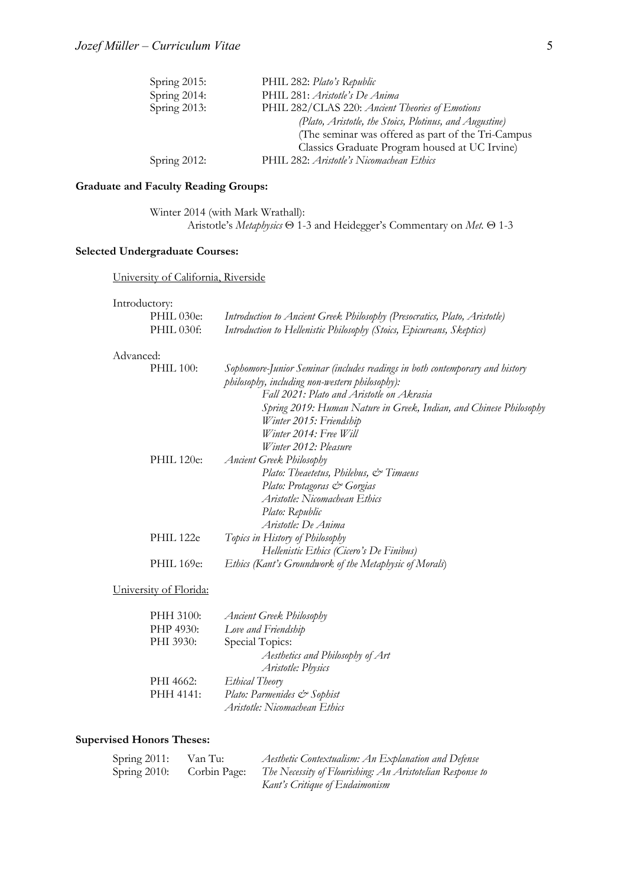Spring 2015: PHIL 282: *Plato's Republic*
Spring 2014: PHIL 281: *Aristotle's De Anima*
Spring 2013: PHIL 282/CLAS 220: *Ancient Theories of Emotions*
*(Plato, Aristotle, the Stoics, Plotinus, and Augustine)*
(The seminar was offered as part of the Tri-Campus Classics Graduate Program housed at UC Irvine)
Spring 2012: PHIL 282: *Aristotle's Nicomachean Ethics*

**Graduate and Faculty Reading Groups:**

Winter 2014 (with Mark Wrathall):
Aristotle's *Metaphysics* Θ 1-3 and Heidegger's Commentary on *Met.* Θ 1-3

**Selected Undergraduate Courses:**

University of California, Riverside

Introductory:

- PHIL 030e: *Introduction to Ancient Greek Philosophy (Presocratics, Plato, Aristotle)*
- PHIL 030f: *Introduction to Hellenistic Philosophy (Stoics, Epicureans, Skeptics)*

Advanced:

- PHIL 100: *Sophomore-Junior Seminar (includes readings in both contemporary and history philosophy, including non-western philosophy):*
  - *Fall 2021: Plato and Aristotle on Akrasia*
  - *Spring 2019: Human Nature in Greek, Indian, and Chinese Philosophy*
  - *Winter 2015: Friendship*
  - *Winter 2014: Free Will*
  - *Winter 2012: Pleasure*
- PHIL 120e: *Ancient Greek Philosophy*
  - *Plato: Theaetetus, Philebus, & Timaeus*
  - *Plato: Protagoras & Gorgias*
  - *Aristotle: Nicomachean Ethics*
  - *Plato: Republic*
  - *Aristotle: De Anima*
- PHIL 122e *Topics in History of Philosophy*
  - *Hellenistic Ethics (Cicero's De Finibus)*
- PHIL 169e: *Ethics (Kant's Groundwork of the Metaphysic of Morals*)

University of Florida:

- PHH 3100: *Ancient Greek Philosophy*
- PHP 4930: *Love and Friendship*
- PHI 3930: Special Topics:
  - *Aesthetics and Philosophy of Art*
  - *Aristotle: Physics*
- PHI 4662: *Ethical Theory*
- PHH 4141: *Plato: Parmenides & Sophist*
  - *Aristotle: Nicomachean Ethics*

**Supervised Honors Theses:**

Spring 2011: Van Tu: *Aesthetic Contextualism: An Explanation and Defense*
Spring 2010: Corbin Page: *The Necessity of Flourishing: An Aristotelian Response to Kant's Critique of Eudaimonism*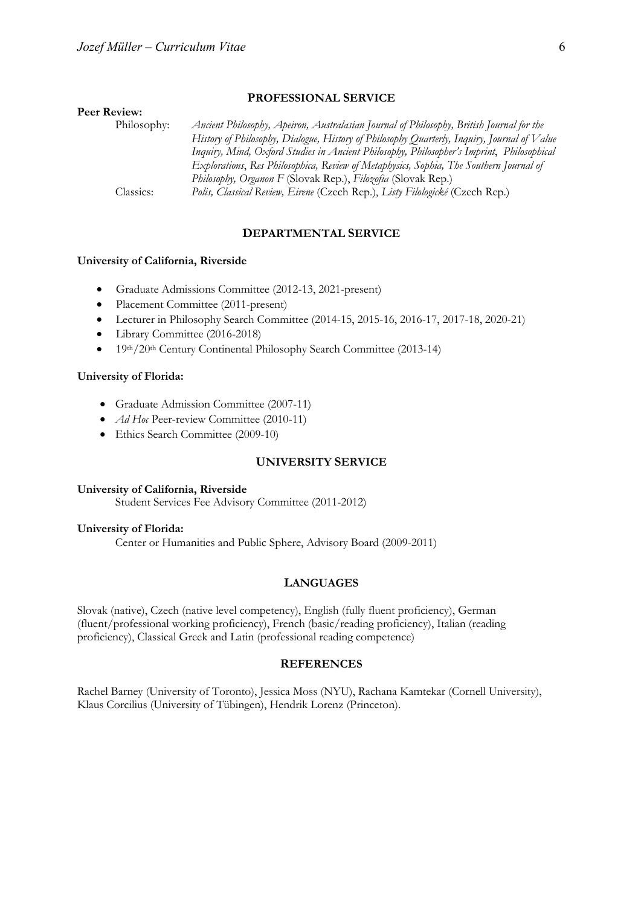## PROFESSIONAL SERVICE

**Peer Review:**

Philosophy: *Ancient Philosophy, Apeiron, Australasian Journal of Philosophy, British Journal for the History of Philosophy, Dialogue, History of Philosophy Quarterly, Inquiry, Journal of Value Inquiry, Mind, Oxford Studies in Ancient Philosophy, Philosopher's Imprint*, *Philosophical Explorations*, *Res Philosophica, Review of Metaphysics, Sophia, The Southern Journal of Philosophy, Organon F* (Slovak Rep.), *Filozofia* (Slovak Rep.)

Classics: *Polis, Classical Review, Eirene* (Czech Rep.), *Listy Filologické* (Czech Rep.)

## DEPARTMENTAL SERVICE

**University of California, Riverside**

- Graduate Admissions Committee (2012-13, 2021-present)
- Placement Committee (2011-present)
- Lecturer in Philosophy Search Committee (2014-15, 2015-16, 2016-17, 2017-18, 2020-21)
- Library Committee (2016-2018)
- 19th/20th Century Continental Philosophy Search Committee (2013-14)

**University of Florida:**

- Graduate Admission Committee (2007-11)
- *Ad Hoc* Peer-review Committee (2010-11)
- Ethics Search Committee (2009-10)

## UNIVERSITY SERVICE

**University of California, Riverside**

Student Services Fee Advisory Committee (2011-2012)

**University of Florida:**

Center or Humanities and Public Sphere, Advisory Board (2009-2011)

## LANGUAGES

Slovak (native), Czech (native level competency), English (fully fluent proficiency), German (fluent/professional working proficiency), French (basic/reading proficiency), Italian (reading proficiency), Classical Greek and Latin (professional reading competence)

## REFERENCES

Rachel Barney (University of Toronto), Jessica Moss (NYU), Rachana Kamtekar (Cornell University), Klaus Corcilius (University of Tübingen), Hendrik Lorenz (Princeton).